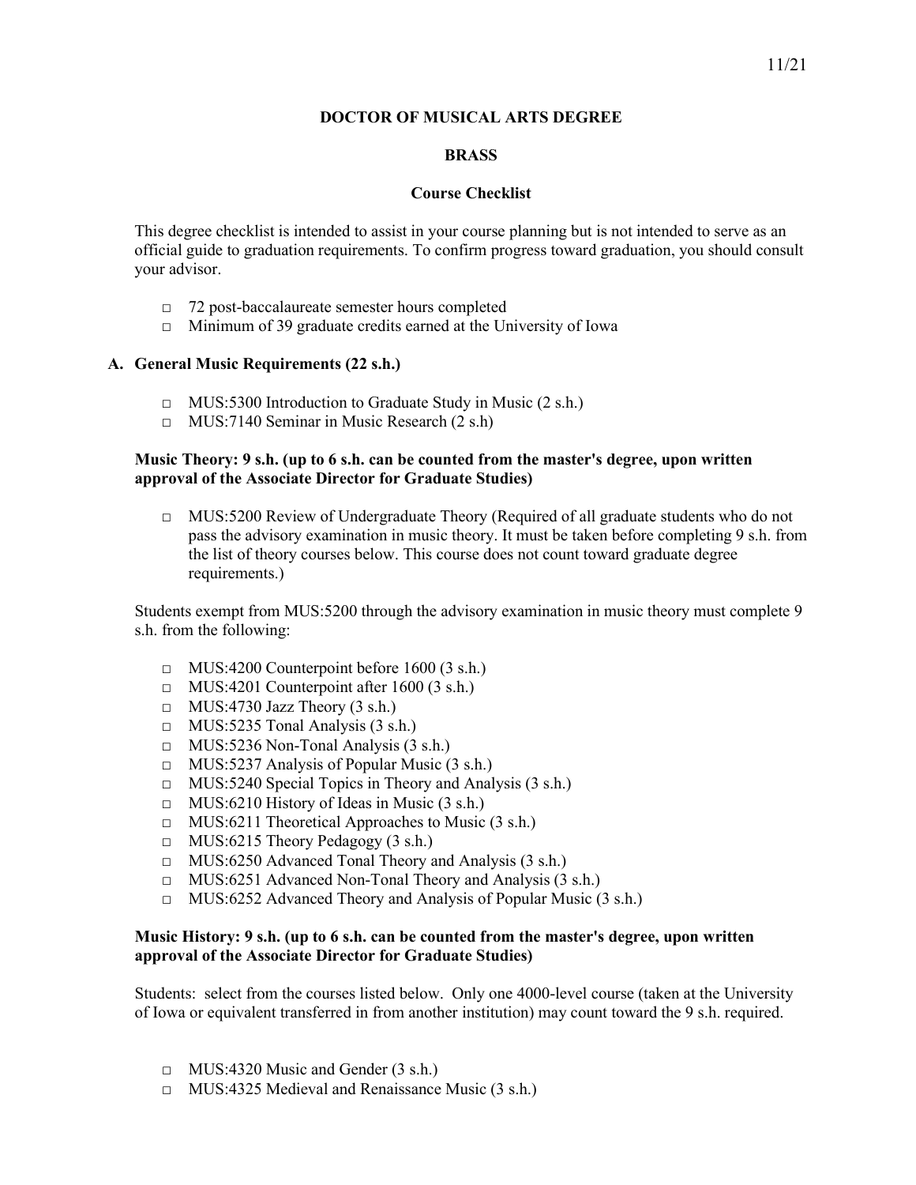# DOCTOR OF MUSICAL ARTS DEGREE

## BRASS

### Course Checklist

This degree checklist is intended to assist in your course planning but is not intended to serve as an official guide to graduation requirements. To confirm progress toward graduation, you should consult your advisor.

- □ 72 post-baccalaureate semester hours completed
- □ Minimum of 39 graduate credits earned at the University of Iowa

## A. General Music Requirements (22 s.h.)

- □ MUS:5300 Introduction to Graduate Study in Music (2 s.h.)
- □ MUS:7140 Seminar in Music Research (2 s.h)

**Music Theory: 9 s.h. (up to 6 s.h. can be counted from the master's degree, upon written approval of the Associate Director for Graduate Studies)**

- □ MUS:5200 Review of Undergraduate Theory (Required of all graduate students who do not pass the advisory examination in music theory. It must be taken before completing 9 s.h. from the list of theory courses below. This course does not count toward graduate degree requirements.)

Students exempt from MUS:5200 through the advisory examination in music theory must complete 9 s.h. from the following:

- □ MUS:4200 Counterpoint before 1600 (3 s.h.)
- □ MUS:4201 Counterpoint after 1600 (3 s.h.)
- □ MUS:4730 Jazz Theory (3 s.h.)
- □ MUS:5235 Tonal Analysis (3 s.h.)
- □ MUS:5236 Non-Tonal Analysis (3 s.h.)
- □ MUS:5237 Analysis of Popular Music (3 s.h.)
- □ MUS:5240 Special Topics in Theory and Analysis (3 s.h.)
- □ MUS:6210 History of Ideas in Music (3 s.h.)
- □ MUS:6211 Theoretical Approaches to Music (3 s.h.)
- □ MUS:6215 Theory Pedagogy (3 s.h.)
- □ MUS:6250 Advanced Tonal Theory and Analysis (3 s.h.)
- □ MUS:6251 Advanced Non-Tonal Theory and Analysis (3 s.h.)
- □ MUS:6252 Advanced Theory and Analysis of Popular Music (3 s.h.)

**Music History: 9 s.h. (up to 6 s.h. can be counted from the master's degree, upon written approval of the Associate Director for Graduate Studies)**

Students: select from the courses listed below. Only one 4000-level course (taken at the University of Iowa or equivalent transferred in from another institution) may count toward the 9 s.h. required.

- □ MUS:4320 Music and Gender (3 s.h.)
- □ MUS:4325 Medieval and Renaissance Music (3 s.h.)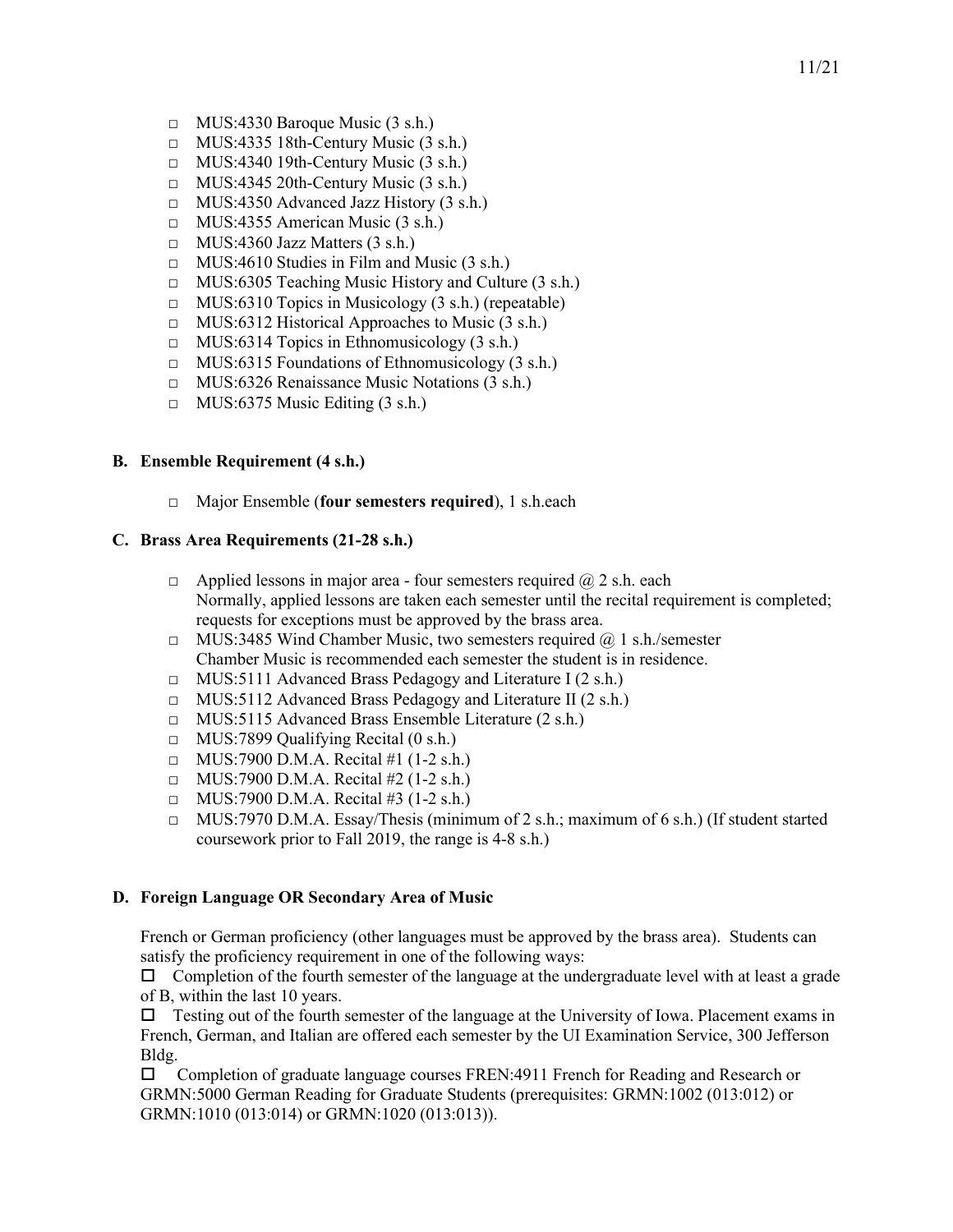- □ MUS:4330 Baroque Music (3 s.h.)
- □ MUS:4335 18th-Century Music (3 s.h.)
- □ MUS:4340 19th-Century Music (3 s.h.)
- □ MUS:4345 20th-Century Music (3 s.h.)
- □ MUS:4350 Advanced Jazz History (3 s.h.)
- □ MUS:4355 American Music (3 s.h.)
- □ MUS:4360 Jazz Matters (3 s.h.)
- □ MUS:4610 Studies in Film and Music (3 s.h.)
- □ MUS:6305 Teaching Music History and Culture (3 s.h.)
- □ MUS:6310 Topics in Musicology (3 s.h.) (repeatable)
- □ MUS:6312 Historical Approaches to Music (3 s.h.)
- □ MUS:6314 Topics in Ethnomusicology (3 s.h.)
- □ MUS:6315 Foundations of Ethnomusicology (3 s.h.)
- □ MUS:6326 Renaissance Music Notations (3 s.h.)
- □ MUS:6375 Music Editing (3 s.h.)

### B. Ensemble Requirement (4 s.h.)

- □ Major Ensemble (**four semesters required**), 1 s.h.each

### C. Brass Area Requirements (21-28 s.h.)

- □ Applied lessons in major area - four semesters required @ 2 s.h. each
  Normally, applied lessons are taken each semester until the recital requirement is completed; requests for exceptions must be approved by the brass area.
- □ MUS:3485 Wind Chamber Music, two semesters required @ 1 s.h./semester
  Chamber Music is recommended each semester the student is in residence.
- □ MUS:5111 Advanced Brass Pedagogy and Literature I (2 s.h.)
- □ MUS:5112 Advanced Brass Pedagogy and Literature II (2 s.h.)
- □ MUS:5115 Advanced Brass Ensemble Literature (2 s.h.)
- □ MUS:7899 Qualifying Recital (0 s.h.)
- □ MUS:7900 D.M.A. Recital #1 (1-2 s.h.)
- □ MUS:7900 D.M.A. Recital #2 (1-2 s.h.)
- □ MUS:7900 D.M.A. Recital #3 (1-2 s.h.)
- □ MUS:7970 D.M.A. Essay/Thesis (minimum of 2 s.h.; maximum of 6 s.h.) (If student started coursework prior to Fall 2019, the range is 4-8 s.h.)

### D. Foreign Language OR Secondary Area of Music

French or German proficiency (other languages must be approved by the brass area). Students can satisfy the proficiency requirement in one of the following ways:

□ Completion of the fourth semester of the language at the undergraduate level with at least a grade of B, within the last 10 years.

□ Testing out of the fourth semester of the language at the University of Iowa. Placement exams in French, German, and Italian are offered each semester by the UI Examination Service, 300 Jefferson Bldg.

□ Completion of graduate language courses FREN:4911 French for Reading and Research or GRMN:5000 German Reading for Graduate Students (prerequisites: GRMN:1002 (013:012) or GRMN:1010 (013:014) or GRMN:1020 (013:013)).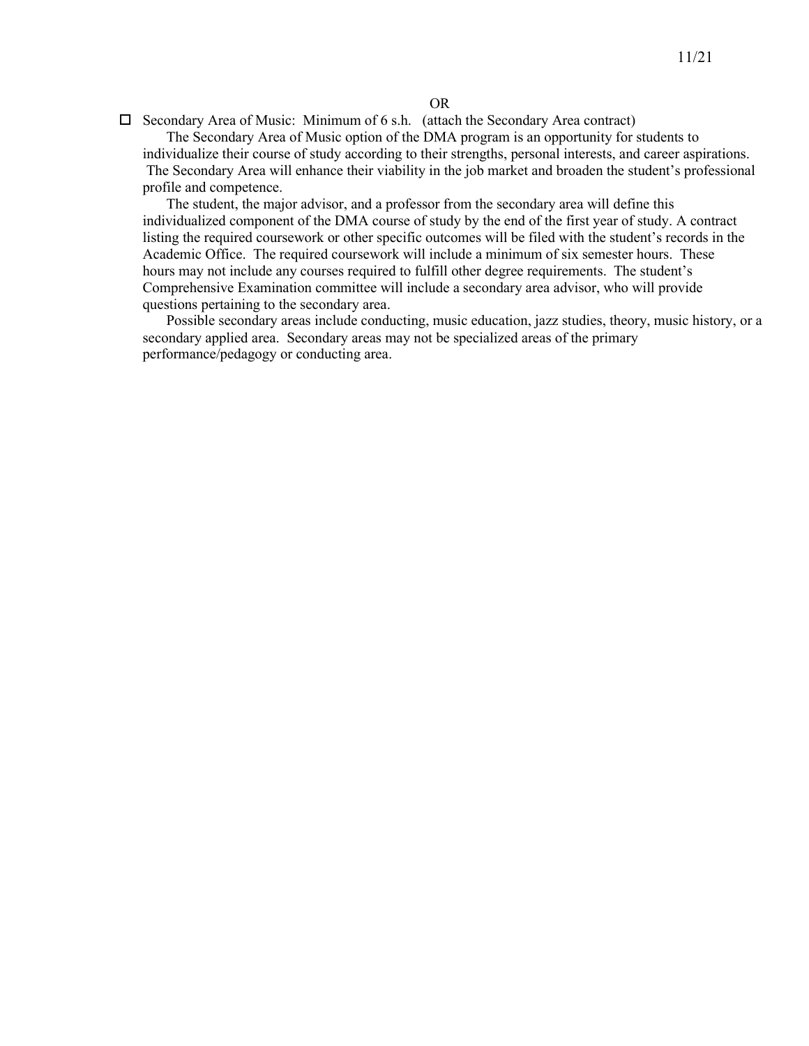OR

- ☐ Secondary Area of Music: Minimum of 6 s.h. (attach the Secondary Area contract)

  The Secondary Area of Music option of the DMA program is an opportunity for students to individualize their course of study according to their strengths, personal interests, and career aspirations. The Secondary Area will enhance their viability in the job market and broaden the student's professional profile and competence.

  The student, the major advisor, and a professor from the secondary area will define this individualized component of the DMA course of study by the end of the first year of study. A contract listing the required coursework or other specific outcomes will be filed with the student's records in the Academic Office. The required coursework will include a minimum of six semester hours. These hours may not include any courses required to fulfill other degree requirements. The student's Comprehensive Examination committee will include a secondary area advisor, who will provide questions pertaining to the secondary area.

  Possible secondary areas include conducting, music education, jazz studies, theory, music history, or a secondary applied area. Secondary areas may not be specialized areas of the primary performance/pedagogy or conducting area.